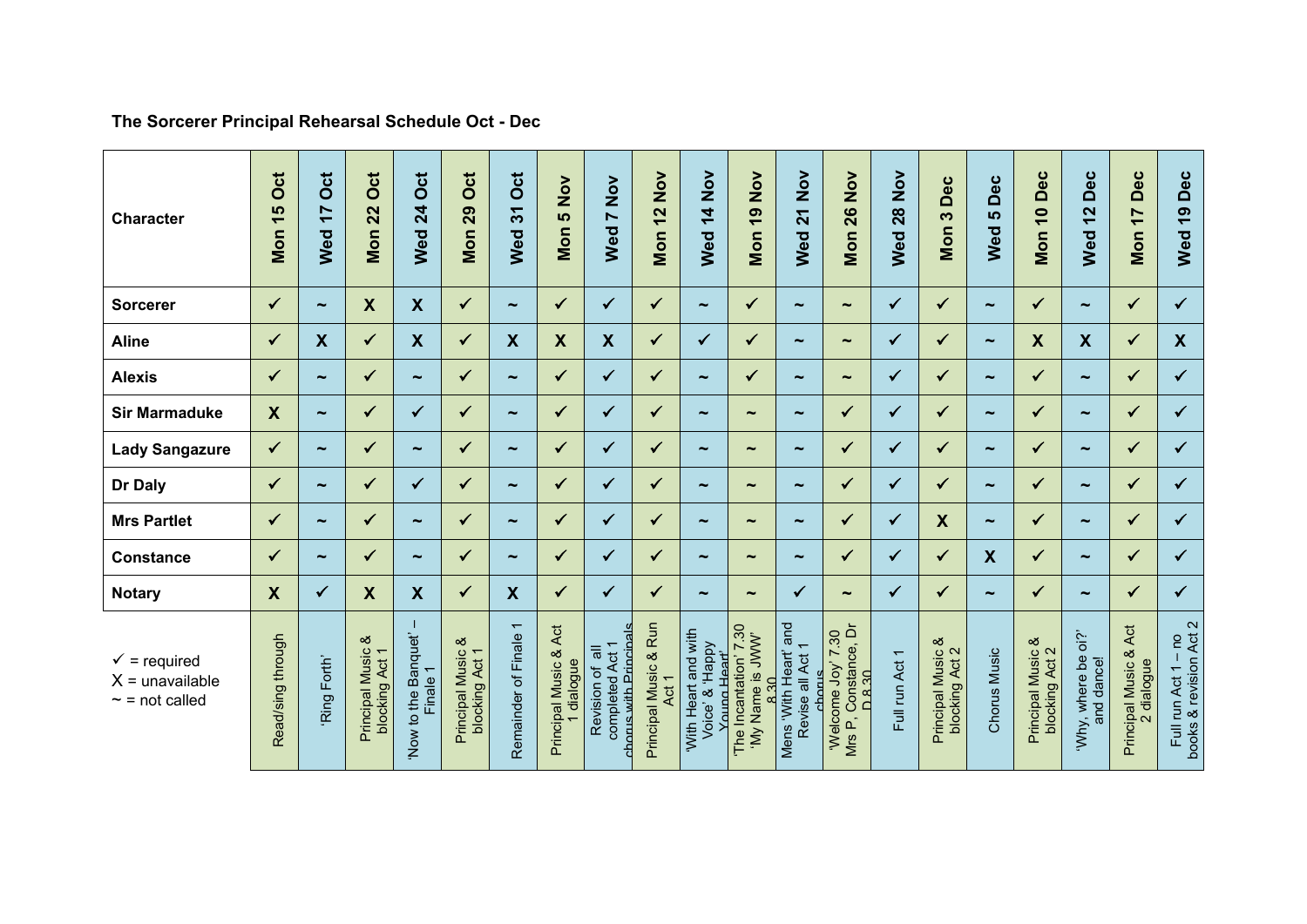**The Sorcerer Principal Rehearsal Schedule Oct - Dec**

| Character | Mon 15 Oct | Wed 17 Oct | Mon 22 Oct | Wed 24 Oct | Mon 29 Oct | Wed 31 Oct | Mon 5 Nov | Wed 7 Nov | Mon 12 Nov | Wed 14 Nov | Mon 19 Nov | Wed 21 Nov | Mon 26 Nov | Wed 28 Nov | Mon 3 Dec | Wed 5 Dec | Mon 10 Dec | Wed 12 Dec | Mon 17 Dec | Wed 19 Dec |
|---|---|---|---|---|---|---|---|---|---|---|---|---|---|---|---|---|---|---|---|---|
| Sorcerer | ✓ | ~ | X | X | ✓ | ~ | ✓ | ✓ | ✓ | ~ | ✓ | ~ | ~ | ✓ | ✓ | ~ | ✓ | ~ | ✓ | ✓ |
| Aline | ✓ | X | ✓ | X | ✓ | X | X | X | ✓ | ✓ | ✓ | ~ | ~ | ✓ | ✓ | ~ | X | X | ✓ | X |
| Alexis | ✓ | ~ | ✓ | ~ | ✓ | ~ | ✓ | ✓ | ✓ | ~ | ✓ | ~ | ~ | ✓ | ✓ | ~ | ✓ | ~ | ✓ | ✓ |
| Sir Marmaduke | X | ~ | ✓ | ✓ | ✓ | ~ | ✓ | ✓ | ✓ | ~ | ~ | ~ | ✓ | ✓ | ✓ | ~ | ✓ | ~ | ✓ | ✓ |
| Lady Sangazure | ✓ | ~ | ✓ | ~ | ✓ | ~ | ✓ | ✓ | ✓ | ~ | ~ | ~ | ✓ | ✓ | ✓ | ~ | ✓ | ~ | ✓ | ✓ |
| Dr Daly | ✓ | ~ | ✓ | ✓ | ✓ | ~ | ✓ | ✓ | ✓ | ~ | ~ | ~ | ✓ | ✓ | ✓ | ~ | ✓ | ~ | ✓ | ✓ |
| Mrs Partlet | ✓ | ~ | ✓ | ~ | ✓ | ~ | ✓ | ✓ | ✓ | ~ | ~ | ~ | ✓ | ✓ | X | ~ | ✓ | ~ | ✓ | ✓ |
| Constance | ✓ | ~ | ✓ | ~ | ✓ | ~ | ✓ | ✓ | ✓ | ~ | ~ | ~ | ✓ | ✓ | ✓ | X | ✓ | ~ | ✓ | ✓ |
| Notary | X | ✓ | X | X | ✓ | X | ✓ | ✓ | ✓ | ~ | ~ | ✓ | ~ | ✓ | ✓ | ~ | ✓ | ~ | ✓ | ✓ |
| ✓ = required<br>X = unavailable<br>~ = not called | Read/sing through | 'Ring Forth' | Principal Music & blocking Act 1 | 'Now to the Banquet' – Finale 1 | Principal Music & blocking Act 1 | Remainder of Finale 1 | Principal Music & Act 1 dialogue | Revision of all completed Act 1 chorus with Principals | Principal Music & Run Act 1 | 'With Heart and with Voice' & 'Happy Young Heart' | 'The Incantation' 7.30 'My Name is JWW' 8.30 | Mens 'With Heart' and Revise all Act 1 chorus | 'Welcome Joy' 7.30 Mrs P, Constance, Dr D 8.30 | Full run Act 1 | Principal Music & blocking Act 2 | Chorus Music | Principal Music & blocking Act 2 | 'Why, where be oi?' and dance! | Principal Music & Act 2 dialogue | Full run Act 1 – no books & revision Act 2 |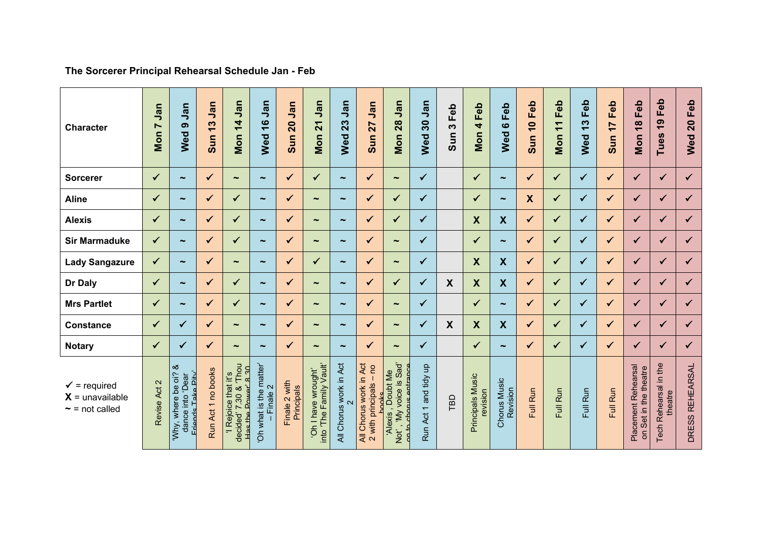## The Sorcerer Principal Rehearsal Schedule Jan - Feb

| Character | Mon 7 Jan | Wed 9 Jan | Sun 13 Jan | Mon 14 Jan | Wed 16 Jan | Sun 20 Jan | Mon 21 Jan | Wed 23 Jan | Sun 27 Jan | Mon 28 Jan | Wed 30 Jan | Sun 3 Feb | Mon 4 Feb | Wed 6 Feb | Sun 10 Feb | Mon 11 Feb | Wed 13 Feb | Sun 17 Feb | Mon 18 Feb | Tues 19 Feb | Wed 20 Feb |
|---|---|---|---|---|---|---|---|---|---|---|---|---|---|---|---|---|---|---|---|---|---|
| Sorcerer | ✓ | ~ | ✓ | ~ | ~ | ✓ | ✓ | ~ | ✓ | ~ | ✓ | | ✓ | ~ | ✓ | ✓ | ✓ | ✓ | ✓ | ✓ | ✓ |
| Aline | ✓ | ~ | ✓ | ✓ | ~ | ✓ | ~ | ~ | ✓ | ✓ | ✓ | | ✓ | ~ | X | ✓ | ✓ | ✓ | ✓ | ✓ | ✓ |
| Alexis | ✓ | ~ | ✓ | ✓ | ~ | ✓ | ~ | ~ | ✓ | ✓ | ✓ | | X | X | ✓ | ✓ | ✓ | ✓ | ✓ | ✓ | ✓ |
| Sir Marmaduke | ✓ | ~ | ✓ | ✓ | ~ | ✓ | ~ | ~ | ✓ | ~ | ✓ | | ✓ | ~ | ✓ | ✓ | ✓ | ✓ | ✓ | ✓ | ✓ |
| Lady Sangazure | ✓ | ~ | ✓ | ~ | ~ | ✓ | ✓ | ~ | ✓ | ~ | ✓ | | X | X | ✓ | ✓ | ✓ | ✓ | ✓ | ✓ | ✓ |
| Dr Daly | ✓ | ~ | ✓ | ✓ | ~ | ✓ | ~ | ~ | ✓ | ✓ | ✓ | X | X | X | ✓ | ✓ | ✓ | ✓ | ✓ | ✓ | ✓ |
| Mrs Partlet | ✓ | ~ | ✓ | ✓ | ~ | ✓ | ~ | ~ | ✓ | ~ | ✓ | | ✓ | ~ | ✓ | ✓ | ✓ | ✓ | ✓ | ✓ | ✓ |
| Constance | ✓ | ✓ | ✓ | ~ | ~ | ✓ | ~ | ~ | ✓ | ~ | ✓ | X | X | X | ✓ | ✓ | ✓ | ✓ | ✓ | ✓ | ✓ |
| Notary | ✓ | ✓ | ✓ | ~ | ~ | ✓ | ~ | ~ | ✓ | ~ | ✓ | | ✓ | ~ | ✓ | ✓ | ✓ | ✓ | ✓ | ✓ | ✓ |
| ✓ = required<br>X = unavailable<br>~ = not called | Revise Act 2 | 'Why, where be oi? & dance into 'Dear Friends Take Pity' | Run Act 1 no books | 'I Rejoice that it's decided' 7.30 & 'Thou Has the Power' 8.30 | 'Oh what is the matter' – Finale 2 | Finale 2 with Principals | 'Oh I have wrought' into 'The Family Vault' | All Chorus work in Act 2 | All Chorus work in Act 2 with principals – no books | 'Alexis, Doubt Me Not', 'My voice is Sad' on to chorus entrance | Run Act 1 and tidy up | TBD | Principals Music revision | Chorus Music Revision | Full Run | Full Run | Full Run | Full Run | Placement Rehearsal on Set in the theatre | Tech Rehearsal in the theatre | DRESS REHEARSAL |